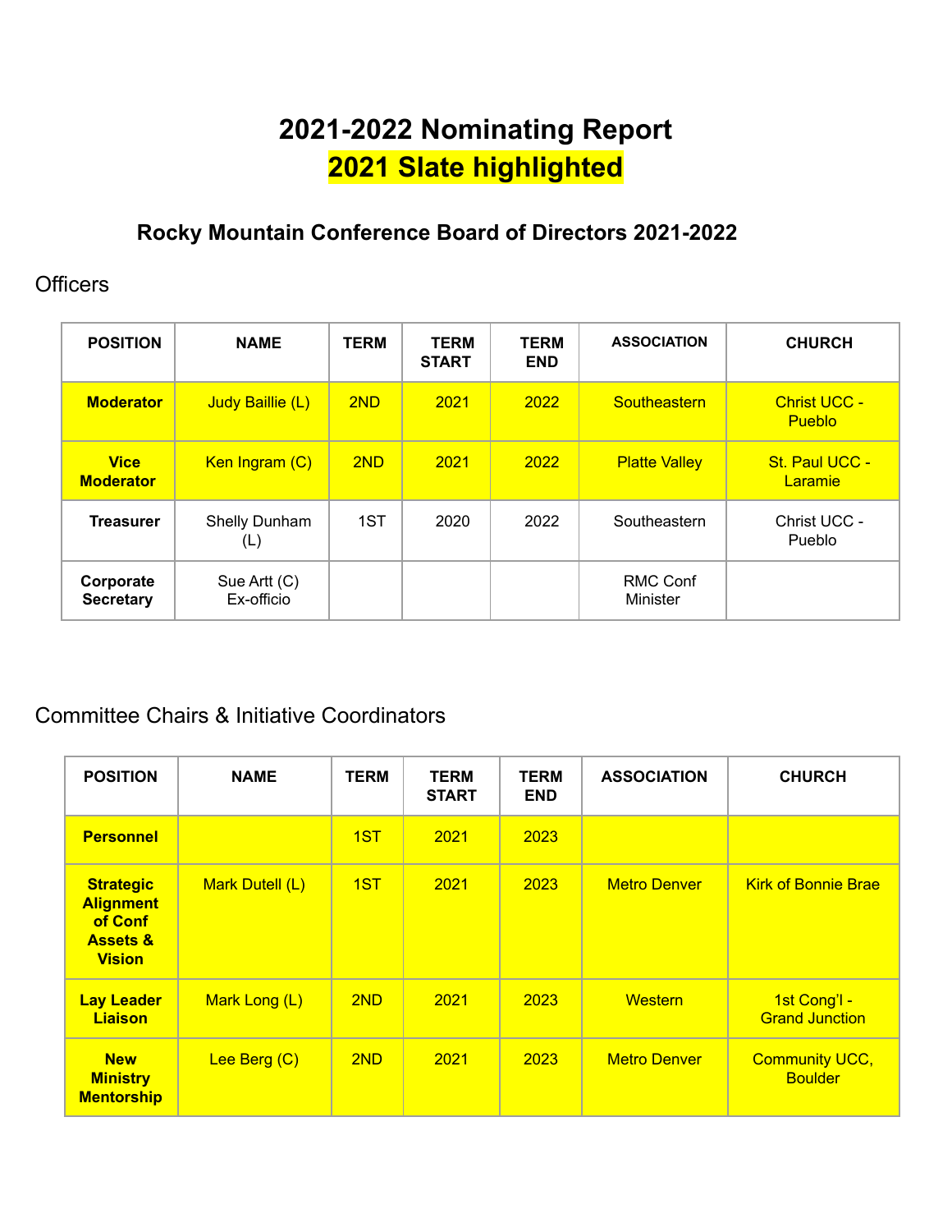# 2021-2022 Nominating Report

# 2021 Slate highlighted

### Rocky Mountain Conference Board of Directors 2021-2022

## Officers

| POSITION | NAME | TERM | TERM START | TERM END | ASSOCIATION | CHURCH |
|---|---|---|---|---|---|---|
| **Moderator** | Judy Baillie (L) | 2ND | 2021 | 2022 | Southeastern | Christ UCC - Pueblo |
| **Vice Moderator** | Ken Ingram (C) | 2ND | 2021 | 2022 | Platte Valley | St. Paul UCC - Laramie |
| **Treasurer** | Shelly Dunham (L) | 1ST | 2020 | 2022 | Southeastern | Christ UCC - Pueblo |
| **Corporate Secretary** | Sue Artt (C) Ex-officio | | | | RMC Conf Minister | |

## Committee Chairs & Initiative Coordinators

| POSITION | NAME | TERM | TERM START | TERM END | ASSOCIATION | CHURCH |
|---|---|---|---|---|---|---|
| **Personnel** | | 1ST | 2021 | 2023 | | |
| **Strategic Alignment of Conf Assets & Vision** | Mark Dutell (L) | 1ST | 2021 | 2023 | Metro Denver | Kirk of Bonnie Brae |
| **Lay Leader Liaison** | Mark Long (L) | 2ND | 2021 | 2023 | Western | 1st Cong'l - Grand Junction |
| **New Ministry Mentorship** | Lee Berg (C) | 2ND | 2021 | 2023 | Metro Denver | Community UCC, Boulder |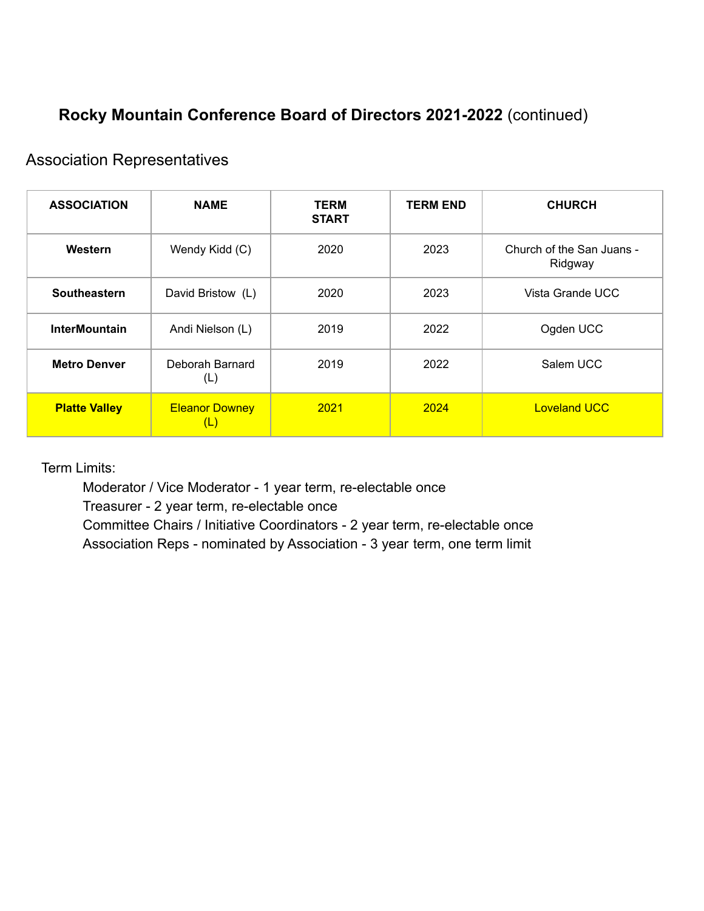# **Rocky Mountain Conference Board of Directors 2021-2022** (continued)

## Association Representatives

| ASSOCIATION | NAME | TERM START | TERM END | CHURCH |
|---|---|---|---|---|
| **Western** | Wendy Kidd (C) | 2020 | 2023 | Church of the San Juans - Ridgway |
| **Southeastern** | David Bristow (L) | 2020 | 2023 | Vista Grande UCC |
| **InterMountain** | Andi Nielson (L) | 2019 | 2022 | Ogden UCC |
| **Metro Denver** | Deborah Barnard (L) | 2019 | 2022 | Salem UCC |
| **Platte Valley** | Eleanor Downey (L) | 2021 | 2024 | Loveland UCC |

Term Limits:

- Moderator / Vice Moderator - 1 year term, re-electable once
- Treasurer - 2 year term, re-electable once
- Committee Chairs / Initiative Coordinators - 2 year term, re-electable once
- Association Reps - nominated by Association - 3 year term, one term limit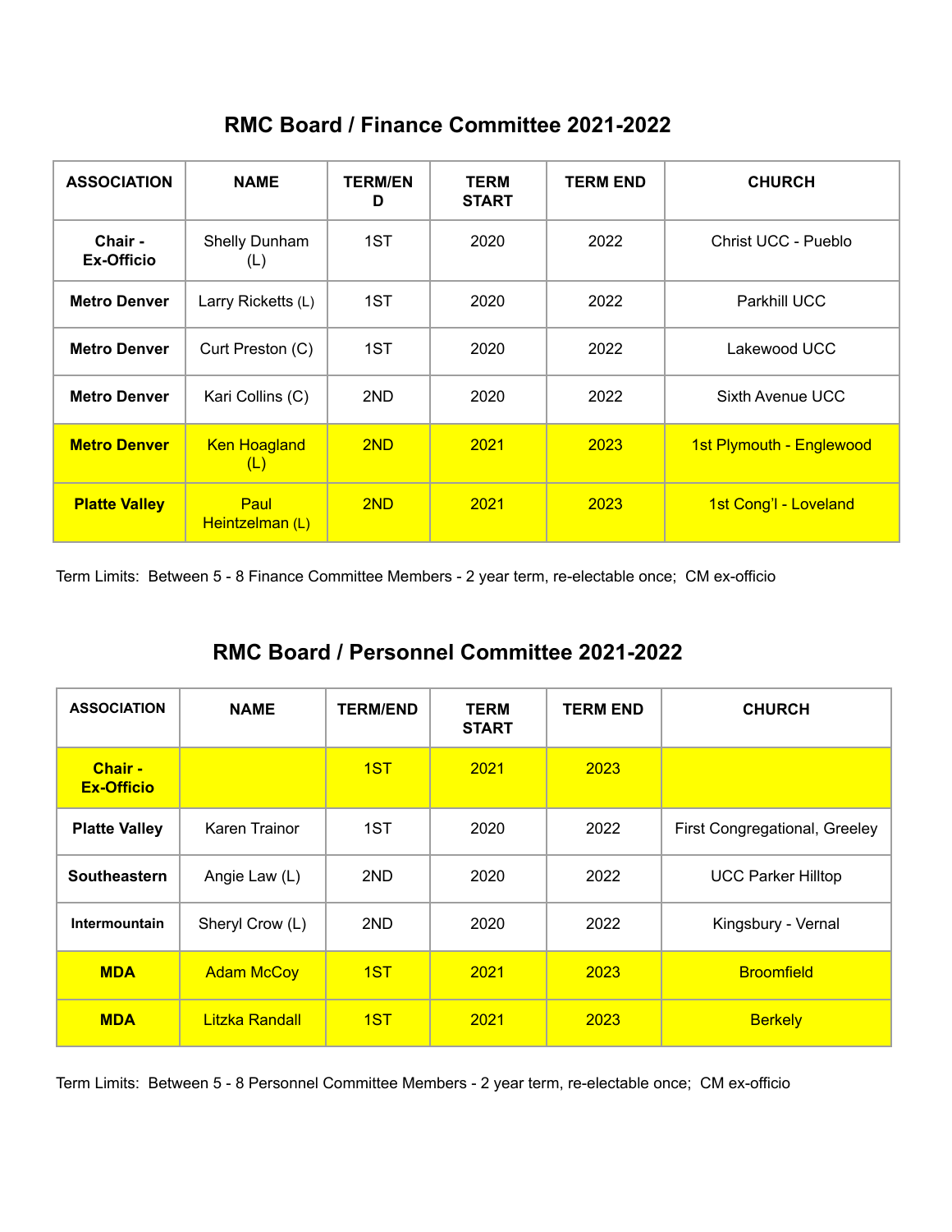## RMC Board / Finance Committee 2021-2022

| ASSOCIATION | NAME | TERM/END | TERM START | TERM END | CHURCH |
|---|---|---|---|---|---|
| **Chair - Ex-Officio** | Shelly Dunham (L) | 1ST | 2020 | 2022 | Christ UCC - Pueblo |
| **Metro Denver** | Larry Ricketts (L) | 1ST | 2020 | 2022 | Parkhill UCC |
| **Metro Denver** | Curt Preston (C) | 1ST | 2020 | 2022 | Lakewood UCC |
| **Metro Denver** | Kari Collins (C) | 2ND | 2020 | 2022 | Sixth Avenue UCC |
| **Metro Denver** | Ken Hoagland (L) | 2ND | 2021 | 2023 | 1st Plymouth - Englewood |
| **Platte Valley** | Paul Heintzelman (L) | 2ND | 2021 | 2023 | 1st Cong'l - Loveland |

Term Limits: Between 5 - 8 Finance Committee Members - 2 year term, re-electable once; CM ex-officio

## RMC Board / Personnel Committee 2021-2022

| ASSOCIATION | NAME | TERM/END | TERM START | TERM END | CHURCH |
|---|---|---|---|---|---|
| **Chair - Ex-Officio** | | 1ST | 2021 | 2023 | |
| **Platte Valley** | Karen Trainor | 1ST | 2020 | 2022 | First Congregational, Greeley |
| **Southeastern** | Angie Law (L) | 2ND | 2020 | 2022 | UCC Parker Hilltop |
| **Intermountain** | Sheryl Crow (L) | 2ND | 2020 | 2022 | Kingsbury - Vernal |
| **MDA** | Adam McCoy | 1ST | 2021 | 2023 | Broomfield |
| **MDA** | Litzka Randall | 1ST | 2021 | 2023 | Berkely |

Term Limits: Between 5 - 8 Personnel Committee Members - 2 year term, re-electable once; CM ex-officio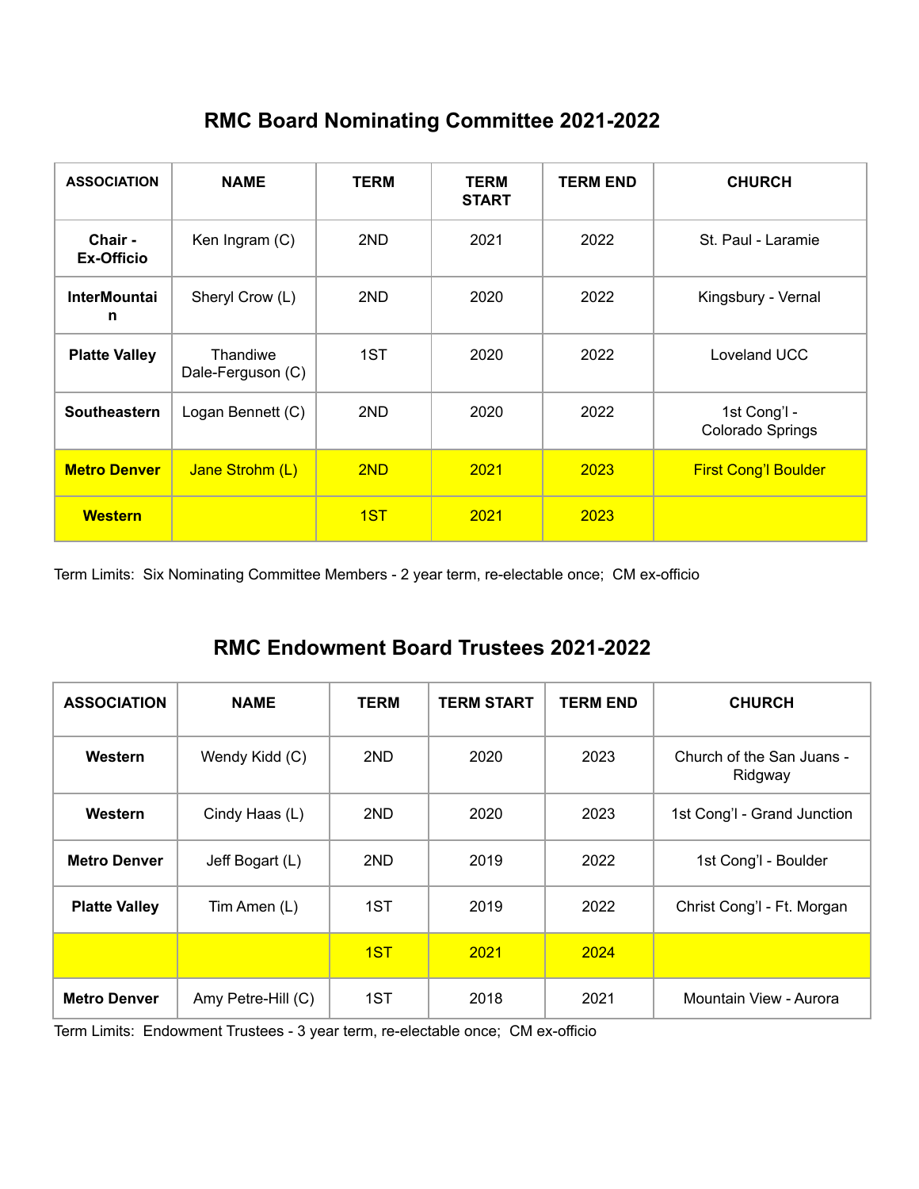## RMC Board Nominating Committee 2021-2022

| ASSOCIATION | NAME | TERM | TERM START | TERM END | CHURCH |
|---|---|---|---|---|---|
| **Chair - Ex-Officio** | Ken Ingram (C) | 2ND | 2021 | 2022 | St. Paul - Laramie |
| **InterMountain** | Sheryl Crow (L) | 2ND | 2020 | 2022 | Kingsbury - Vernal |
| **Platte Valley** | Thandiwe Dale-Ferguson (C) | 1ST | 2020 | 2022 | Loveland UCC |
| **Southeastern** | Logan Bennett (C) | 2ND | 2020 | 2022 | 1st Cong'l - Colorado Springs |
| **Metro Denver** | Jane Strohm (L) | 2ND | 2021 | 2023 | First Cong'l Boulder |
| **Western** | | 1ST | 2021 | 2023 | |

Term Limits: Six Nominating Committee Members - 2 year term, re-electable once; CM ex-officio

## RMC Endowment Board Trustees 2021-2022

| ASSOCIATION | NAME | TERM | TERM START | TERM END | CHURCH |
|---|---|---|---|---|---|
| **Western** | Wendy Kidd (C) | 2ND | 2020 | 2023 | Church of the San Juans - Ridgway |
| **Western** | Cindy Haas (L) | 2ND | 2020 | 2023 | 1st Cong'l - Grand Junction |
| **Metro Denver** | Jeff Bogart (L) | 2ND | 2019 | 2022 | 1st Cong'l - Boulder |
| **Platte Valley** | Tim Amen (L) | 1ST | 2019 | 2022 | Christ Cong'l - Ft. Morgan |
| | | 1ST | 2021 | 2024 | |
| **Metro Denver** | Amy Petre-Hill (C) | 1ST | 2018 | 2021 | Mountain View - Aurora |

Term Limits: Endowment Trustees - 3 year term, re-electable once; CM ex-officio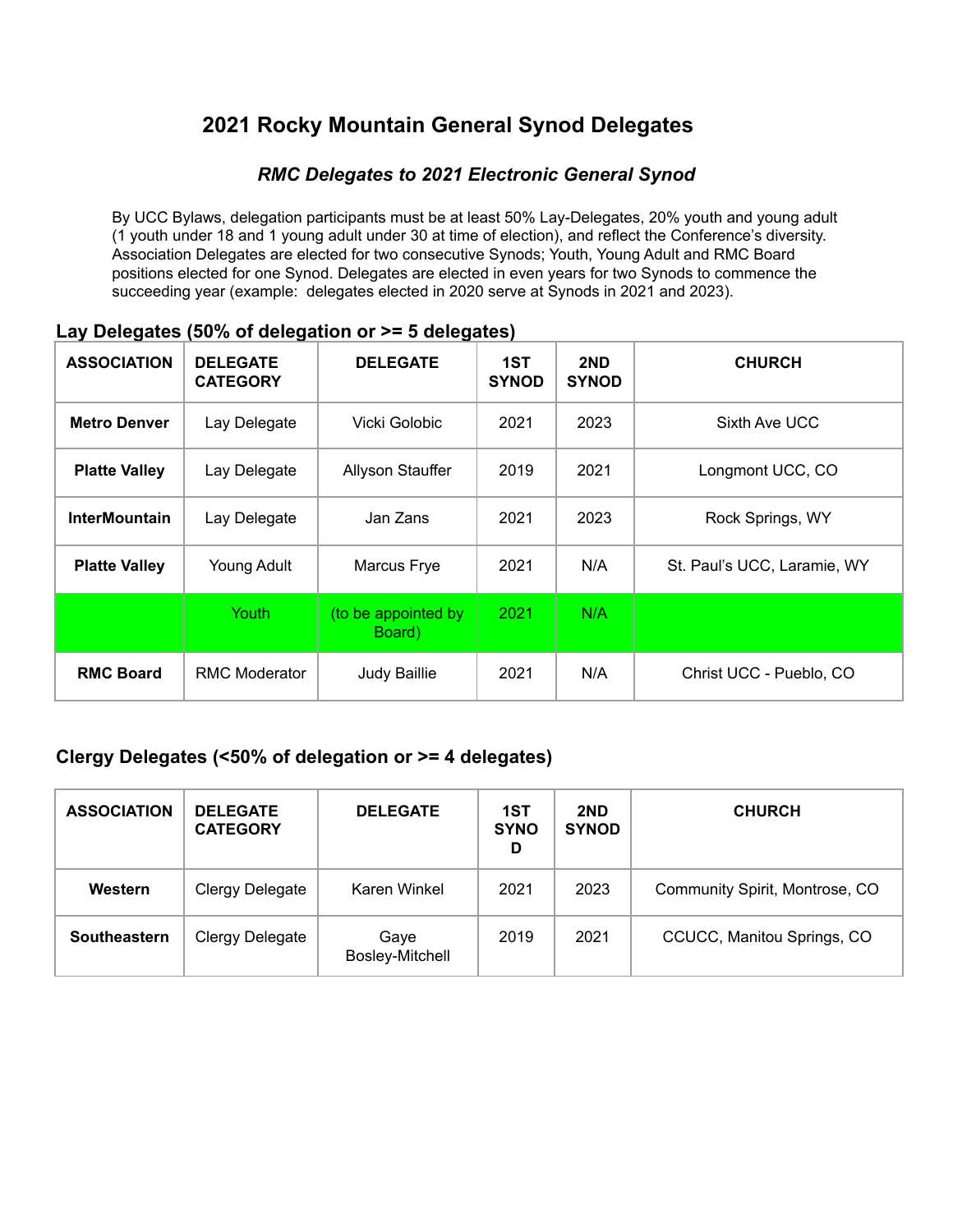# 2021 Rocky Mountain General Synod Delegates

### *RMC Delegates to 2021 Electronic General Synod*

By UCC Bylaws, delegation participants must be at least 50% Lay-Delegates, 20% youth and young adult (1 youth under 18 and 1 young adult under 30 at time of election), and reflect the Conference's diversity. Association Delegates are elected for two consecutive Synods; Youth, Young Adult and RMC Board positions elected for one Synod. Delegates are elected in even years for two Synods to commence the succeeding year (example: delegates elected in 2020 serve at Synods in 2021 and 2023).

## Lay Delegates (50% of delegation or >= 5 delegates)

| ASSOCIATION | DELEGATE CATEGORY | DELEGATE | 1ST SYNOD | 2ND SYNOD | CHURCH |
|---|---|---|---|---|---|
| **Metro Denver** | Lay Delegate | Vicki Golobic | 2021 | 2023 | Sixth Ave UCC |
| **Platte Valley** | Lay Delegate | Allyson Stauffer | 2019 | 2021 | Longmont UCC, CO |
| **InterMountain** | Lay Delegate | Jan Zans | 2021 | 2023 | Rock Springs, WY |
| **Platte Valley** | Young Adult | Marcus Frye | 2021 | N/A | St. Paul's UCC, Laramie, WY |
| | Youth | (to be appointed by Board) | 2021 | N/A | |
| **RMC Board** | RMC Moderator | Judy Baillie | 2021 | N/A | Christ UCC - Pueblo, CO |

## Clergy Delegates (<50% of delegation or >= 4 delegates)

| ASSOCIATION | DELEGATE CATEGORY | DELEGATE | 1ST SYNOD | 2ND SYNOD | CHURCH |
|---|---|---|---|---|---|
| **Western** | Clergy Delegate | Karen Winkel | 2021 | 2023 | Community Spirit, Montrose, CO |
| **Southeastern** | Clergy Delegate | Gaye Bosley-Mitchell | 2019 | 2021 | CCUCC, Manitou Springs, CO |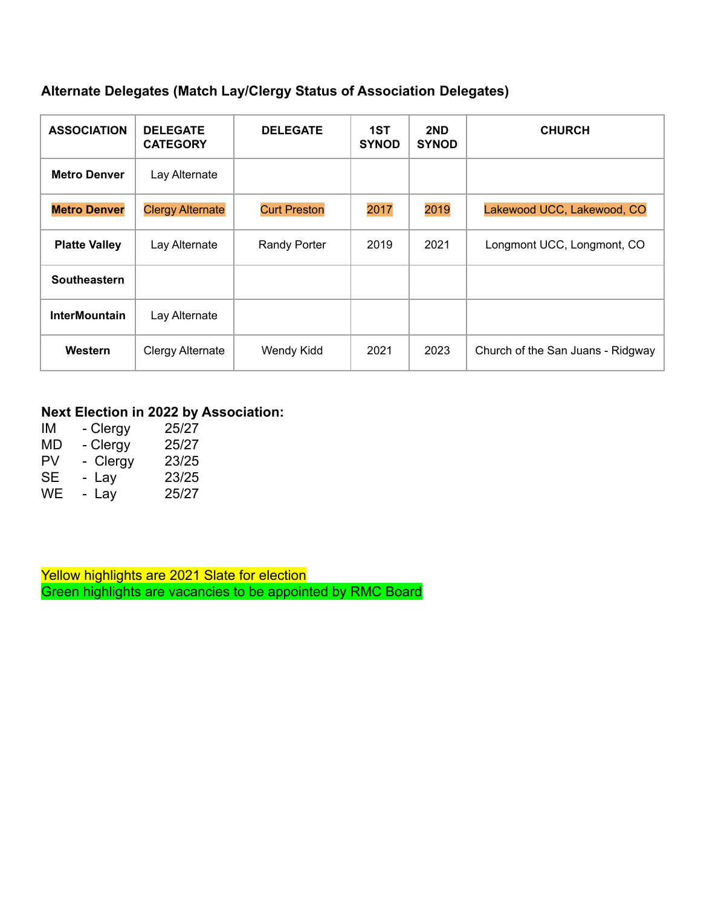**Alternate Delegates (Match Lay/Clergy Status of Association Delegates)**

| ASSOCIATION | DELEGATE CATEGORY | DELEGATE | 1ST SYNOD | 2ND SYNOD | CHURCH |
|---|---|---|---|---|---|
| **Metro Denver** | Lay Alternate | | | | |
| **Metro Denver** | Clergy Alternate | Curt Preston | 2017 | 2019 | Lakewood UCC, Lakewood, CO |
| **Platte Valley** | Lay Alternate | Randy Porter | 2019 | 2021 | Longmont UCC, Longmont, CO |
| **Southeastern** | | | | | |
| **InterMountain** | Lay Alternate | | | | |
| **Western** | Clergy Alternate | Wendy Kidd | 2021 | 2023 | Church of the San Juans - Ridgway |

**Next Election in 2022 by Association:**

IM - Clergy 25/27
MD - Clergy 25/27
PV - Clergy 23/25
SE - Lay 23/25
WE - Lay 25/27

Yellow highlights are 2021 Slate for election
Green highlights are vacancies to be appointed by RMC Board